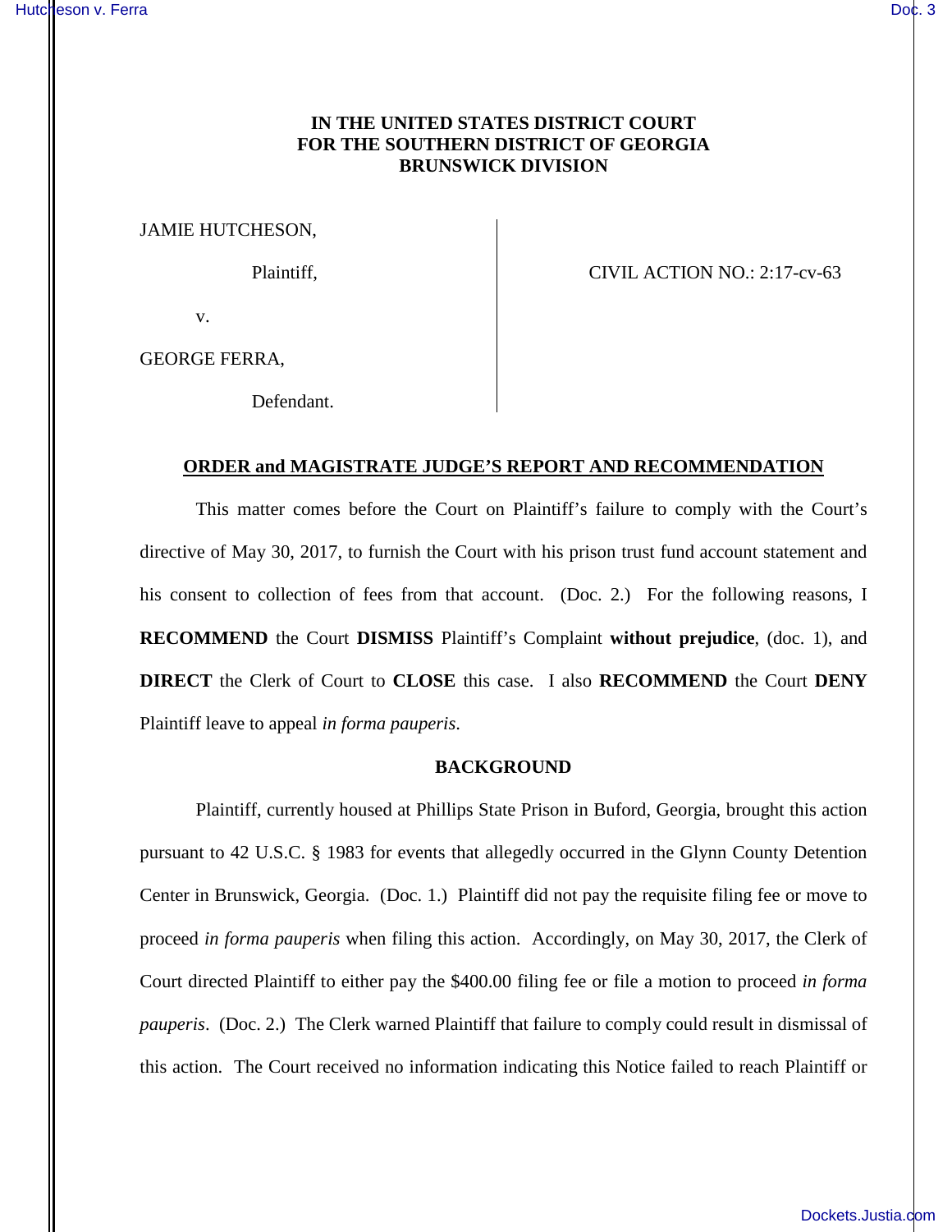**IN THE UNITED STATES DISTRICT COURT**
**FOR THE SOUTHERN DISTRICT OF GEORGIA**
**BRUNSWICK DIVISION**

JAMIE HUTCHESON,

Plaintiff,

v.

GEORGE FERRA,

Defendant.

CIVIL ACTION NO.: 2:17-cv-63

## ORDER and MAGISTRATE JUDGE'S REPORT AND RECOMMENDATION

This matter comes before the Court on Plaintiff's failure to comply with the Court's directive of May 30, 2017, to furnish the Court with his prison trust fund account statement and his consent to collection of fees from that account. (Doc. 2.) For the following reasons, I **RECOMMEND** the Court **DISMISS** Plaintiff's Complaint **without prejudice**, (doc. 1), and **DIRECT** the Clerk of Court to **CLOSE** this case. I also **RECOMMEND** the Court **DENY** Plaintiff leave to appeal *in forma pauperis*.

### BACKGROUND

Plaintiff, currently housed at Phillips State Prison in Buford, Georgia, brought this action pursuant to 42 U.S.C. § 1983 for events that allegedly occurred in the Glynn County Detention Center in Brunswick, Georgia. (Doc. 1.) Plaintiff did not pay the requisite filing fee or move to proceed *in forma pauperis* when filing this action. Accordingly, on May 30, 2017, the Clerk of Court directed Plaintiff to either pay the $400.00 filing fee or file a motion to proceed *in forma pauperis*. (Doc. 2.) The Clerk warned Plaintiff that failure to comply could result in dismissal of this action. The Court received no information indicating this Notice failed to reach Plaintiff or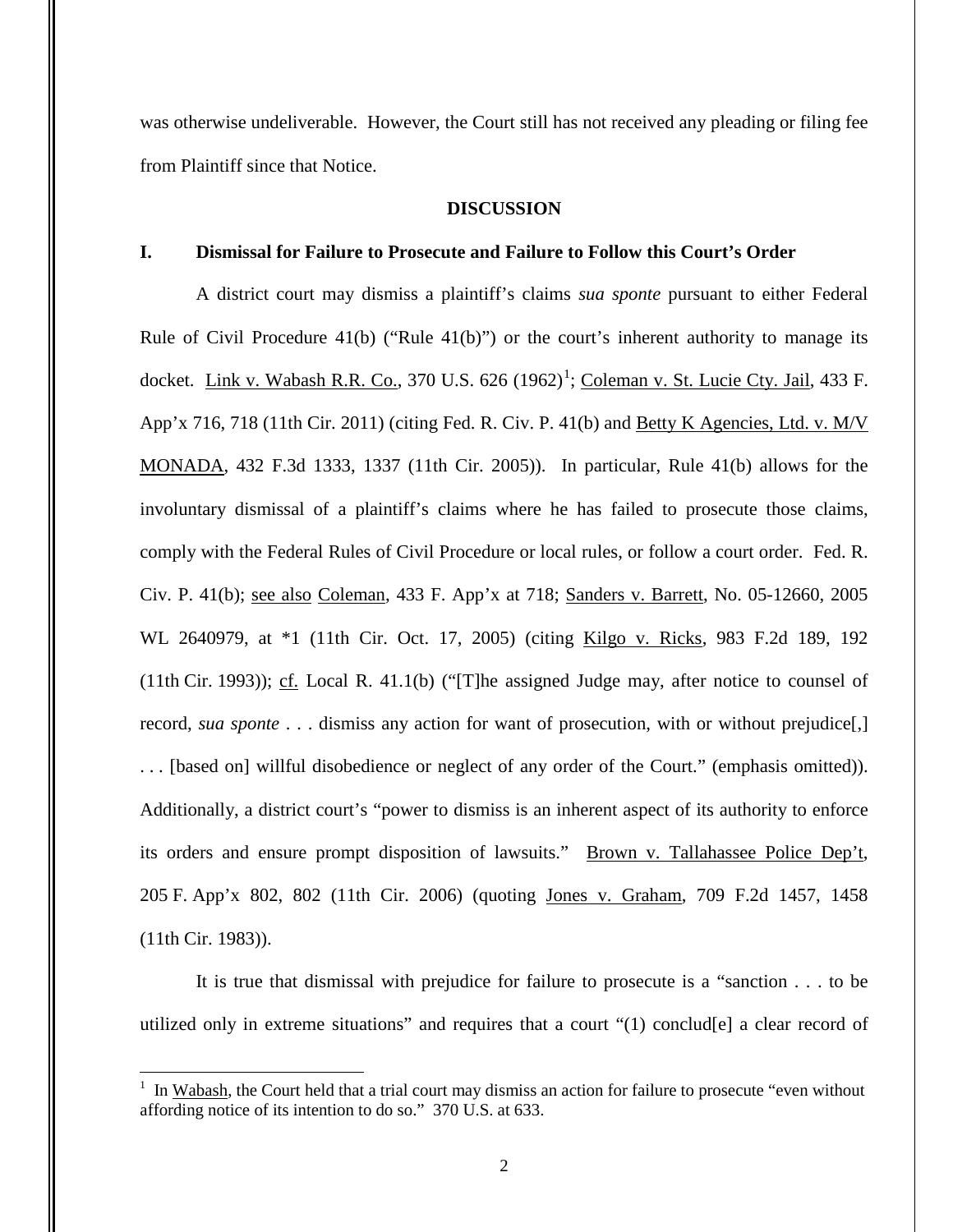was otherwise undeliverable. However, the Court still has not received any pleading or filing fee from Plaintiff since that Notice.

## DISCUSSION

### I. Dismissal for Failure to Prosecute and Failure to Follow this Court's Order

A district court may dismiss a plaintiff's claims *sua sponte* pursuant to either Federal Rule of Civil Procedure 41(b) ("Rule 41(b)") or the court's inherent authority to manage its docket. Link v. Wabash R.R. Co., 370 U.S. 626 (1962)[1]; Coleman v. St. Lucie Cty. Jail, 433 F. App'x 716, 718 (11th Cir. 2011) (citing Fed. R. Civ. P. 41(b) and Betty K Agencies, Ltd. v. M/V MONADA, 432 F.3d 1333, 1337 (11th Cir. 2005)). In particular, Rule 41(b) allows for the involuntary dismissal of a plaintiff's claims where he has failed to prosecute those claims, comply with the Federal Rules of Civil Procedure or local rules, or follow a court order. Fed. R. Civ. P. 41(b); see also Coleman, 433 F. App'x at 718; Sanders v. Barrett, No. 05-12660, 2005 WL 2640979, at *1 (11th Cir. Oct. 17, 2005) (citing Kilgo v. Ricks, 983 F.2d 189, 192 (11th Cir. 1993)); cf. Local R. 41.1(b) ("[T]he assigned Judge may, after notice to counsel of record, *sua sponte* . . . dismiss any action for want of prosecution, with or without prejudice[,] . . . [based on] willful disobedience or neglect of any order of the Court." (emphasis omitted)). Additionally, a district court's "power to dismiss is an inherent aspect of its authority to enforce its orders and ensure prompt disposition of lawsuits." Brown v. Tallahassee Police Dep't, 205 F. App'x 802, 802 (11th Cir. 2006) (quoting Jones v. Graham, 709 F.2d 1457, 1458 (11th Cir. 1983)).

It is true that dismissal with prejudice for failure to prosecute is a "sanction . . . to be utilized only in extreme situations" and requires that a court "(1) conclud[e] a clear record of

[1] In Wabash, the Court held that a trial court may dismiss an action for failure to prosecute "even without affording notice of its intention to do so." 370 U.S. at 633.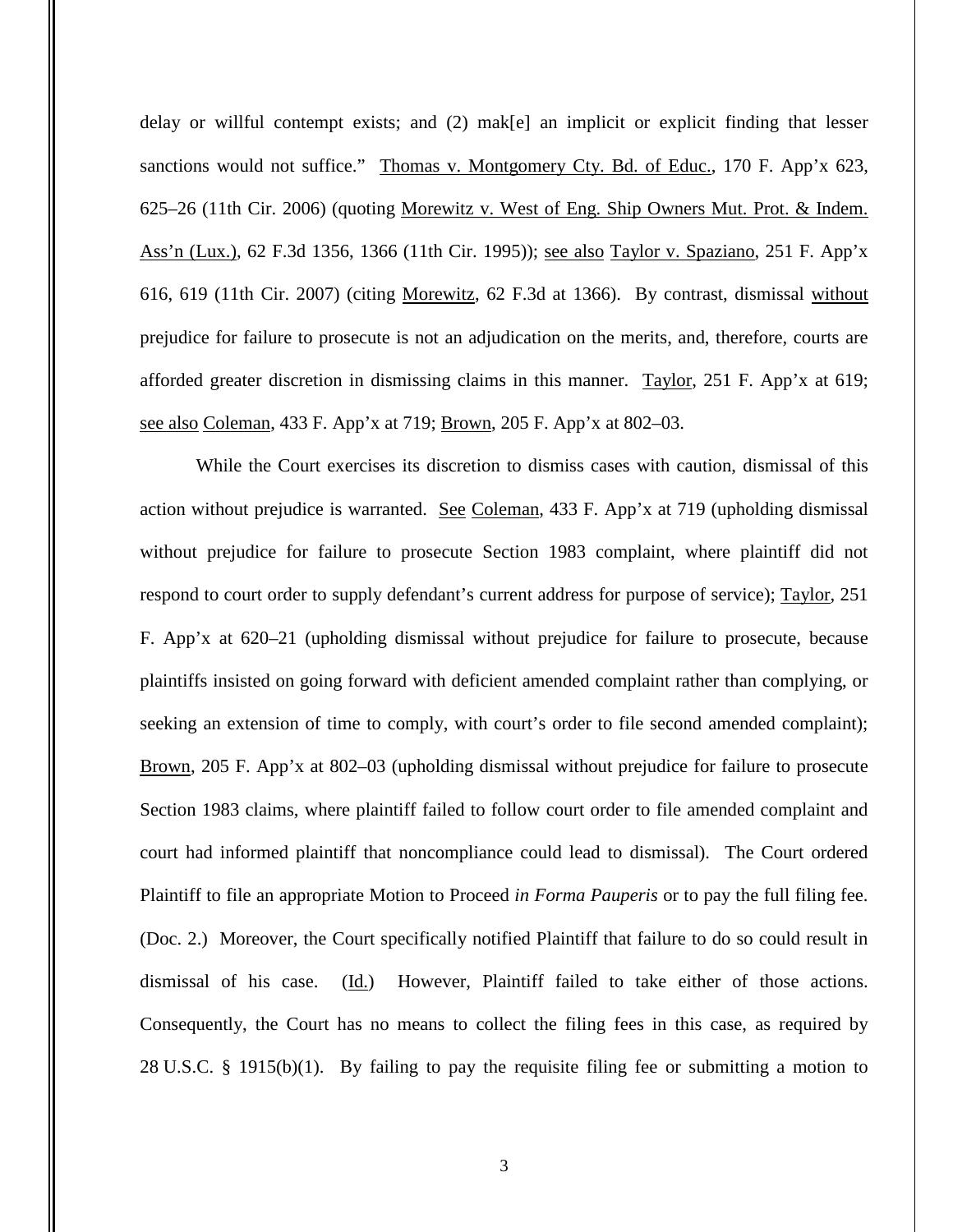delay or willful contempt exists; and (2) mak[e] an implicit or explicit finding that lesser sanctions would not suffice." Thomas v. Montgomery Cty. Bd. of Educ., 170 F. App'x 623, 625–26 (11th Cir. 2006) (quoting Morewitz v. West of Eng. Ship Owners Mut. Prot. & Indem. Ass'n (Lux.), 62 F.3d 1356, 1366 (11th Cir. 1995)); see also Taylor v. Spaziano, 251 F. App'x 616, 619 (11th Cir. 2007) (citing Morewitz, 62 F.3d at 1366). By contrast, dismissal without prejudice for failure to prosecute is not an adjudication on the merits, and, therefore, courts are afforded greater discretion in dismissing claims in this manner. Taylor, 251 F. App'x at 619; see also Coleman, 433 F. App'x at 719; Brown, 205 F. App'x at 802–03.

While the Court exercises its discretion to dismiss cases with caution, dismissal of this action without prejudice is warranted. See Coleman, 433 F. App'x at 719 (upholding dismissal without prejudice for failure to prosecute Section 1983 complaint, where plaintiff did not respond to court order to supply defendant's current address for purpose of service); Taylor, 251 F. App'x at 620–21 (upholding dismissal without prejudice for failure to prosecute, because plaintiffs insisted on going forward with deficient amended complaint rather than complying, or seeking an extension of time to comply, with court's order to file second amended complaint); Brown, 205 F. App'x at 802–03 (upholding dismissal without prejudice for failure to prosecute Section 1983 claims, where plaintiff failed to follow court order to file amended complaint and court had informed plaintiff that noncompliance could lead to dismissal). The Court ordered Plaintiff to file an appropriate Motion to Proceed *in Forma Pauperis* or to pay the full filing fee. (Doc. 2.) Moreover, the Court specifically notified Plaintiff that failure to do so could result in dismissal of his case. (Id.) However, Plaintiff failed to take either of those actions. Consequently, the Court has no means to collect the filing fees in this case, as required by 28 U.S.C. § 1915(b)(1). By failing to pay the requisite filing fee or submitting a motion to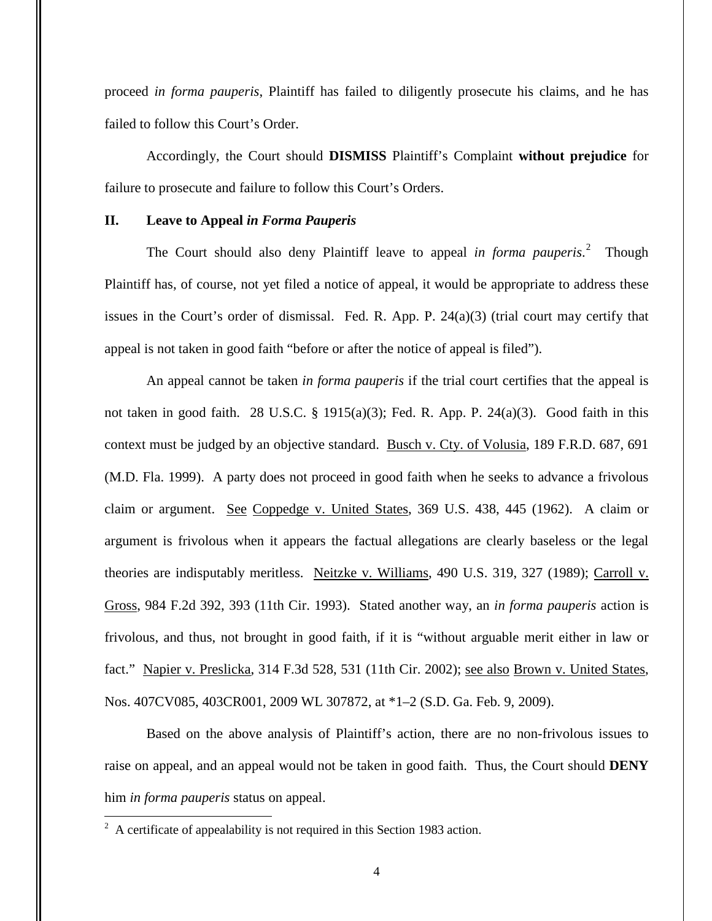proceed *in forma pauperis*, Plaintiff has failed to diligently prosecute his claims, and he has failed to follow this Court's Order.

Accordingly, the Court should **DISMISS** Plaintiff's Complaint **without prejudice** for failure to prosecute and failure to follow this Court's Orders.

## II. Leave to Appeal *in Forma Pauperis*

The Court should also deny Plaintiff leave to appeal *in forma pauperis*.[2] Though Plaintiff has, of course, not yet filed a notice of appeal, it would be appropriate to address these issues in the Court's order of dismissal. Fed. R. App. P. 24(a)(3) (trial court may certify that appeal is not taken in good faith "before or after the notice of appeal is filed").

An appeal cannot be taken *in forma pauperis* if the trial court certifies that the appeal is not taken in good faith. 28 U.S.C. § 1915(a)(3); Fed. R. App. P. 24(a)(3). Good faith in this context must be judged by an objective standard. Busch v. Cty. of Volusia, 189 F.R.D. 687, 691 (M.D. Fla. 1999). A party does not proceed in good faith when he seeks to advance a frivolous claim or argument. See Coppedge v. United States, 369 U.S. 438, 445 (1962). A claim or argument is frivolous when it appears the factual allegations are clearly baseless or the legal theories are indisputably meritless. Neitzke v. Williams, 490 U.S. 319, 327 (1989); Carroll v. Gross, 984 F.2d 392, 393 (11th Cir. 1993). Stated another way, an *in forma pauperis* action is frivolous, and thus, not brought in good faith, if it is "without arguable merit either in law or fact." Napier v. Preslicka, 314 F.3d 528, 531 (11th Cir. 2002); see also Brown v. United States, Nos. 407CV085, 403CR001, 2009 WL 307872, at *1–2 (S.D. Ga. Feb. 9, 2009).

Based on the above analysis of Plaintiff's action, there are no non-frivolous issues to raise on appeal, and an appeal would not be taken in good faith. Thus, the Court should **DENY** him *in forma pauperis* status on appeal.

---

[2] A certificate of appealability is not required in this Section 1983 action.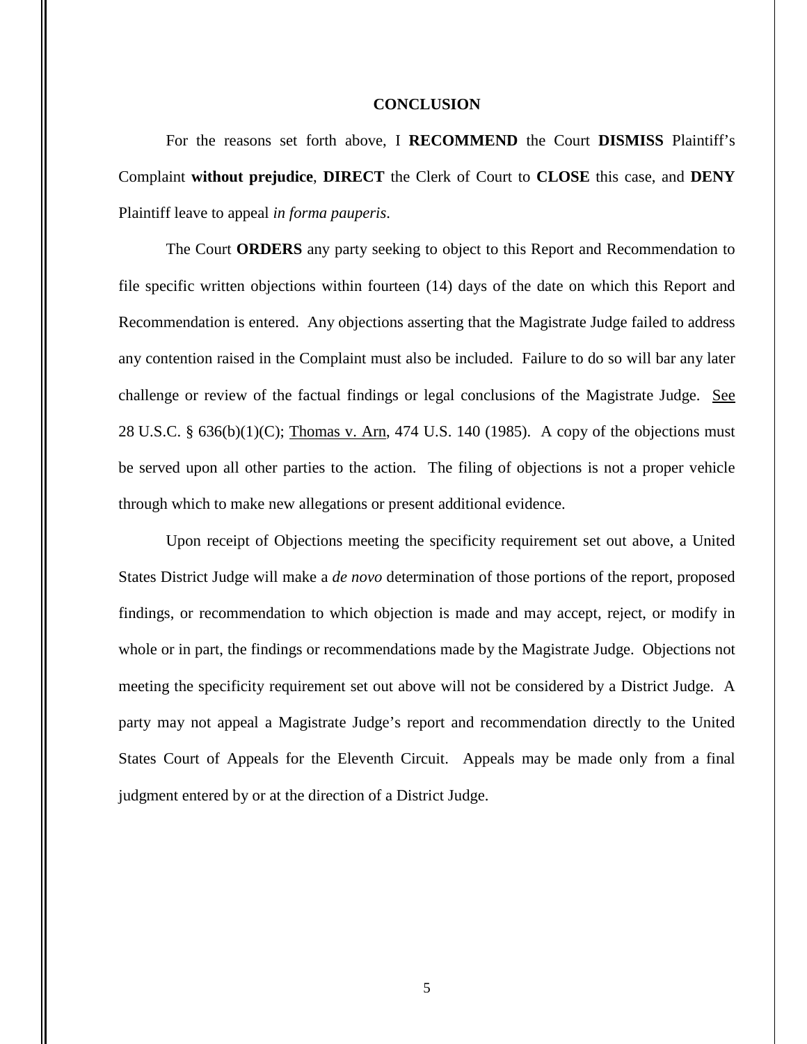## CONCLUSION

For the reasons set forth above, I **RECOMMEND** the Court **DISMISS** Plaintiff's Complaint **without prejudice**, **DIRECT** the Clerk of Court to **CLOSE** this case, and **DENY** Plaintiff leave to appeal *in forma pauperis*.

The Court **ORDERS** any party seeking to object to this Report and Recommendation to file specific written objections within fourteen (14) days of the date on which this Report and Recommendation is entered. Any objections asserting that the Magistrate Judge failed to address any contention raised in the Complaint must also be included. Failure to do so will bar any later challenge or review of the factual findings or legal conclusions of the Magistrate Judge. See 28 U.S.C. § 636(b)(1)(C); Thomas v. Arn, 474 U.S. 140 (1985). A copy of the objections must be served upon all other parties to the action. The filing of objections is not a proper vehicle through which to make new allegations or present additional evidence.

Upon receipt of Objections meeting the specificity requirement set out above, a United States District Judge will make a *de novo* determination of those portions of the report, proposed findings, or recommendation to which objection is made and may accept, reject, or modify in whole or in part, the findings or recommendations made by the Magistrate Judge. Objections not meeting the specificity requirement set out above will not be considered by a District Judge. A party may not appeal a Magistrate Judge's report and recommendation directly to the United States Court of Appeals for the Eleventh Circuit. Appeals may be made only from a final judgment entered by or at the direction of a District Judge.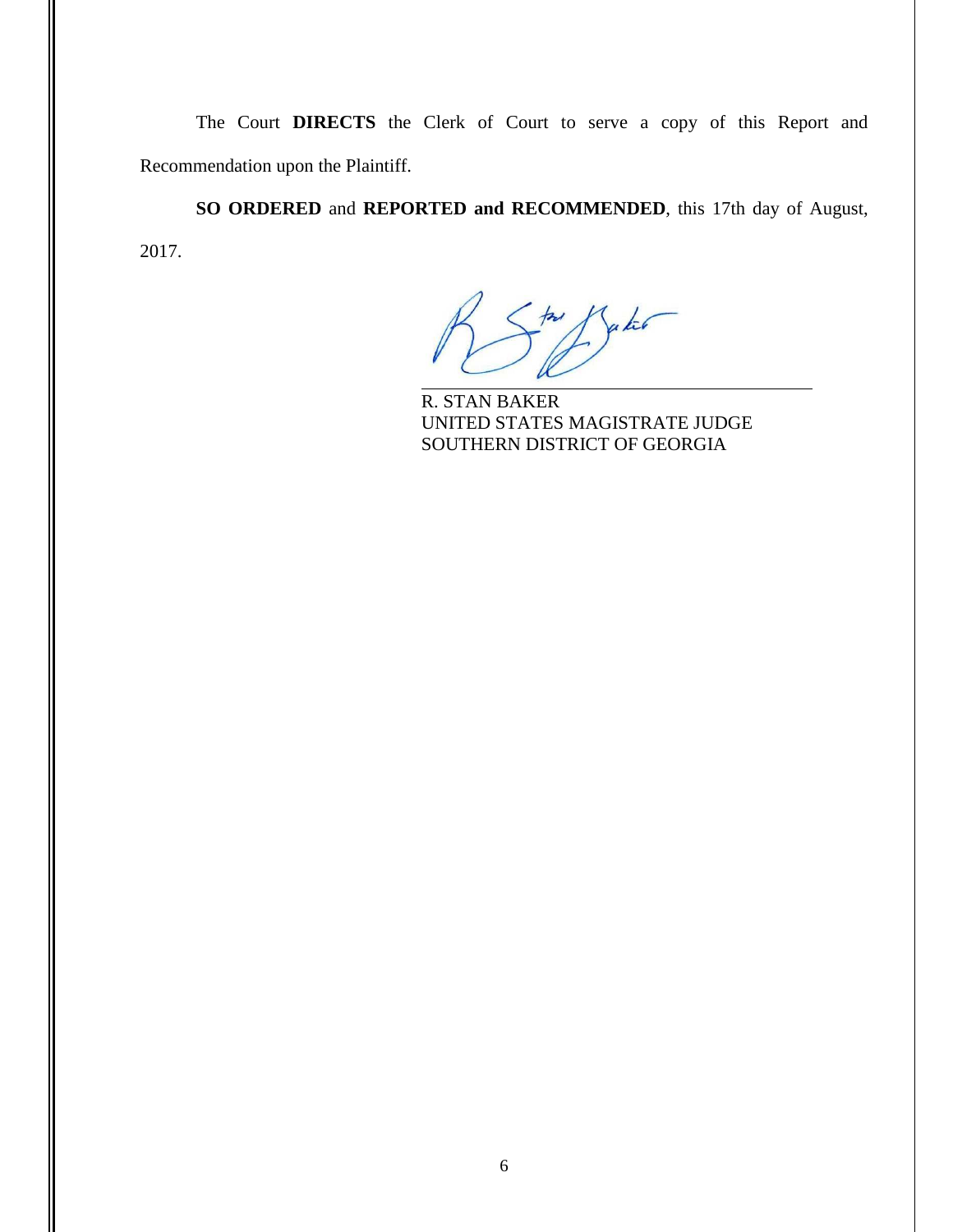The Court **DIRECTS** the Clerk of Court to serve a copy of this Report and Recommendation upon the Plaintiff.

**SO ORDERED** and **REPORTED and RECOMMENDED**, this 17th day of August, 2017.

R. STAN BAKER
UNITED STATES MAGISTRATE JUDGE
SOUTHERN DISTRICT OF GEORGIA